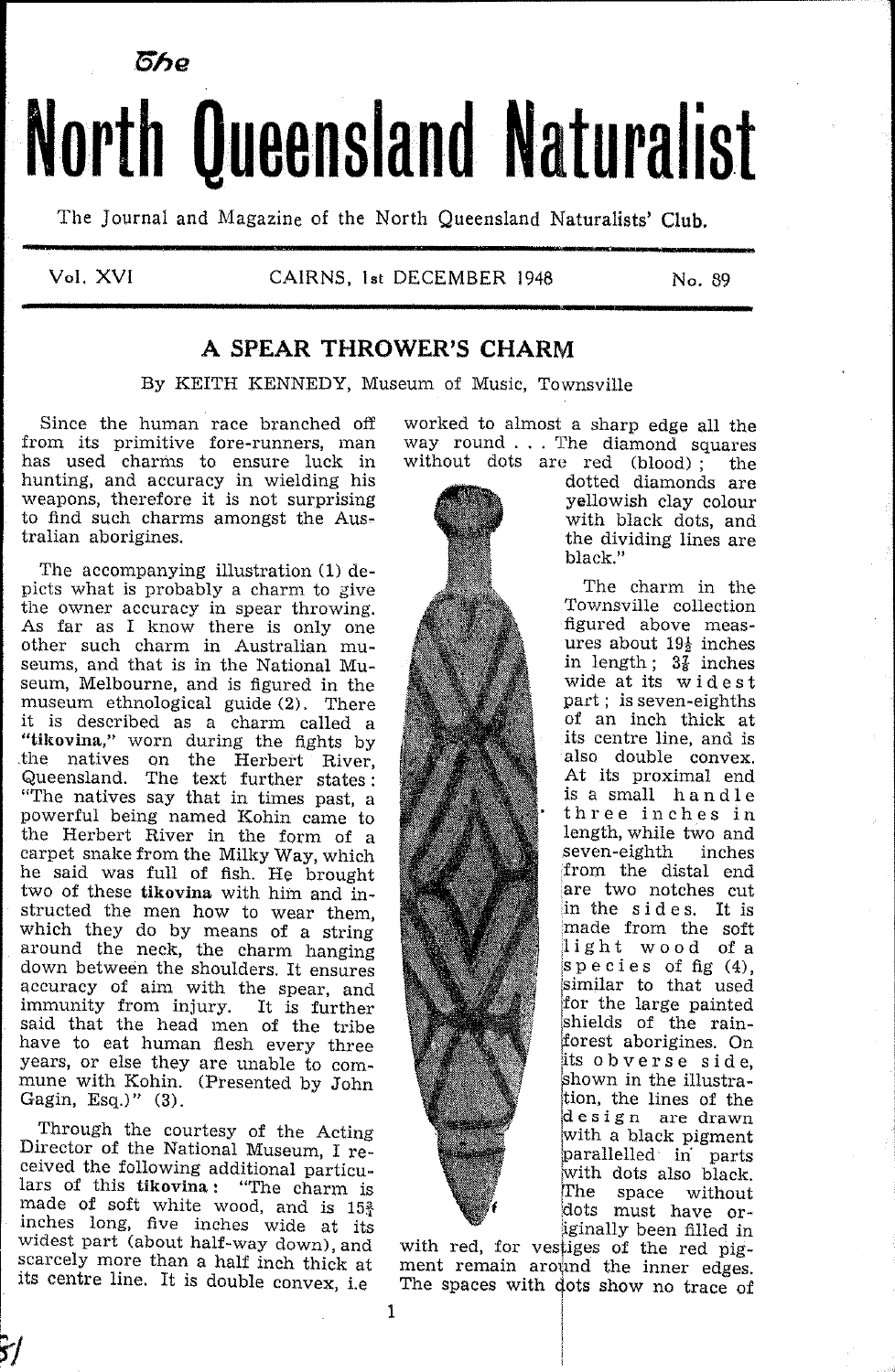# The North Queensland Naturalist

The Journal and Magazine of the North Queensland Naturalists' Club.

Vol. XVI — CAIRNS, 1st DECEMBER 1948 — No. 89

## A SPEAR THROWER'S CHARM

By KEITH KENNEDY, Museum of Music, Townsville

Since the human race branched off from its primitive fore-runners, man has used charms to ensure luck in hunting, and accuracy in wielding his weapons, therefore it is not surprising to find such charms amongst the Australian aborigines.

The accompanying illustration (1) depicts what is probably a charm to give the owner accuracy in spear throwing. As far as I know there is only one other such charm in Australian museums, and that is in the National Museum, Melbourne, and is figured in the museum ethnological guide (2). There it is described as a charm called a **"tikovina,"** worn during the fights by the natives on the Herbert River, Queensland. The text further states: "The natives say that in times past, a powerful being named Kohin came to the Herbert River in the form of a carpet snake from the Milky Way, which he said was full of fish. He brought two of these **tikovina** with him and instructed the men how to wear them, which they do by means of a string around the neck, the charm hanging down between the shoulders. It ensures accuracy of aim with the spear, and immunity from injury. It is further said that the head men of the tribe have to eat human flesh every three years, or else they are unable to commune with Kohin. (Presented by John Gagin, Esq.)" (3).

Through the courtesy of the Acting Director of the National Museum, I received the following additional particulars of this **tikovina**: "The charm is made of soft white wood, and is 15¾ inches long, five inches wide at its widest part (about half-way down), and scarcely more than a half inch thick at its centre line. It is double convex, i.e worked to almost a sharp edge all the way round . . . The diamond squares without dots are red (blood); the dotted diamonds are yellowish clay colour with black dots, and the dividing lines are black."

The charm in the Townsville collection figured above measures about 19½ inches in length; 3⅞ inches wide at its widest part; is seven-eighths of an inch thick at its centre line, and is also double convex. At its proximal end is a small handle three inches in length, while two and seven-eighth inches from the distal end are two notches cut in the sides. It is made from the soft light wood of a species of fig (4), similar to that used for the large painted shields of the rain-forest aborigines. On its obverse side, shown in the illustration, the lines of the design are drawn with a black pigment parallelled in parts with dots also black. The space without dots must have originally been filled in with red, for vestiges of the red pigment remain around the inner edges. The spaces with dots show no trace of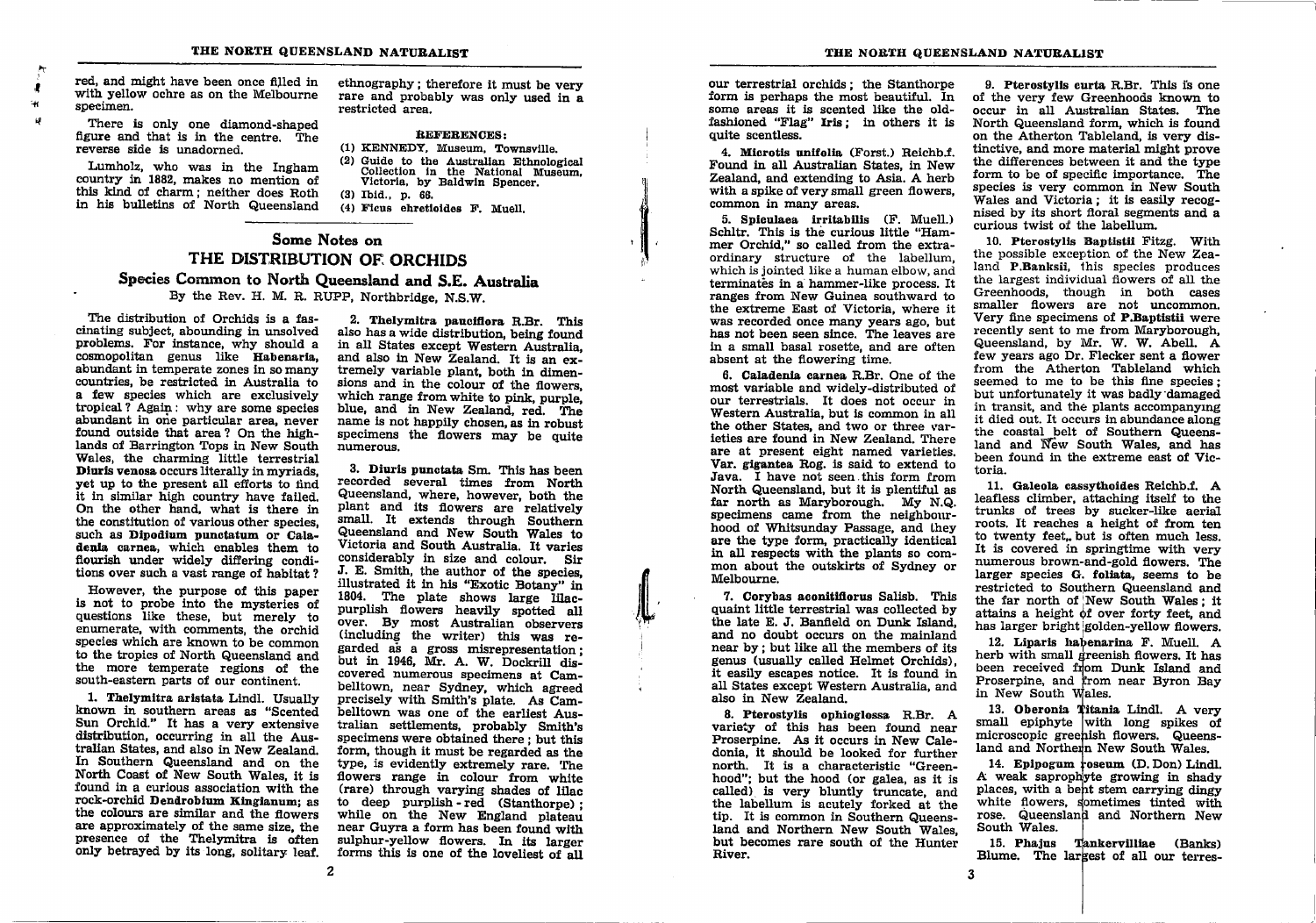red, and might have been once filled in with yellow ochre as on the Melbourne specimen.

There is only one diamond-shaped figure and that is in the centre. The reverse side is unadorned.

Lumholz, who was in the Ingham country in 1882, makes no mention of this kind of charm; neither does Roth in his bulletins of North Queensland ethnography; therefore it must be very rare and probably was only used in a restricted area.

**REFERENCES:**

(1) KENNEDY, Museum, Townsville.
(2) Guide to the Australian Ethnological Collection in the National Museum, Victoria, by Baldwin Spencer.
(3) Ibid., p. 68.
(4) **Ficus ehretioides** F. Muell.

## Some Notes on
# THE DISTRIBUTION OF ORCHIDS
### Species Common to North Queensland and S.E. Australia

By the Rev. H. M. R. RUPP, Northbridge, N.S.W.

The distribution of Orchids is a fascinating subject, abounding in unsolved problems. For instance, why should a cosmopolitan genus like **Habenaria,** abundant in temperate zones in so many countries, be restricted in Australia to a few species which are exclusively tropical? Again: why are some species abundant in one particular area, never found outside that area? On the highlands of Barrington Tops in New South Wales, the charming little terrestrial **Diuris venosa** occurs literally in myriads, yet up to the present all efforts to find it in similar high country have failed. On the other hand, what is there in the constitution of various other species, such as **Dipodium punctatum** or **Caladenia carnea,** which enables them to flourish under widely differing conditions over such a vast range of habitat?

However, the purpose of this paper is not to probe into the mysteries of questions like these, but merely to enumerate, with comments, the orchid species which are known to be common to the tropics of North Queensland and the more temperate regions of the south-eastern parts of our continent.

1. **Thelymitra aristata** Lindl. Usually known in southern areas as "Scented Sun Orchid." It has a very extensive distribution, occurring in all the Australian States, and also in New Zealand. In Southern Queensland and on the North Coast of New South Wales, it is found in a curious association with the rock-orchid **Dendrobium Kingianum;** as the colours are similar and the flowers are approximately of the same size, the presence of the Thelymitra is often only betrayed by its long, solitary leaf.

2. **Thelymitra pauciflora** R.Br. This also has a wide distribution, being found in all States except Western Australia, and also in New Zealand. It is an extremely variable plant, both in dimensions and in the colour of the flowers, which range from white to pink, purple, blue, and in New Zealand, red. The name is not happily chosen, as in robust specimens the flowers may be quite numerous.

3. **Diuris punctata** Sm. This has been recorded several times from North Queensland, where, however, both the plant and its flowers are relatively small. It extends through Southern Queensland and New South Wales to Victoria and South Australia. It varies considerably in size and colour. Sir J. E. Smith, the author of the species, illustrated it in his "Exotic Botany" in 1804. The plate shows large lilac-purplish flowers heavily spotted all over. By most Australian observers (including the writer) this was regarded as a gross misrepresentation; but in 1946, Mr. A. W. Dockrill discovered numerous specimens at Cambelltown, near Sydney, which agreed precisely with Smith's plate. As Cambelltown was one of the earliest Australian settlements, probably Smith's specimens were obtained there; but this form, though it must be regarded as the type, is evidently extremely rare. The flowers range in colour from white (rare) through varying shades of lilac to deep purplish-red (Stanthorpe); while on the New England plateau near Guyra a form has been found with sulphur-yellow flowers. In its larger forms this is one of the loveliest of all our terrestrial orchids; the Stanthorpe form is perhaps the most beautiful. In some areas it is scented like the old-fashioned "Flag" **Iris;** in others it is quite scentless.

4. **Microtis unifolia** (Forst.) Reichb.f. Found in all Australian States, in New Zealand, and extending to Asia. A herb with a spike of very small green flowers, common in many areas.

5. **Spiculaea irritabilis** (F. Muell.) Schltr. This is the curious little "Hammer Orchid," so called from the extraordinary structure of the labellum, which is jointed like a human elbow, and terminates in a hammer-like process. It ranges from New Guinea southward to the extreme East of Victoria, where it was recorded once many years ago, but has not been seen since. The leaves are in a small basal rosette, and are often absent at the flowering time.

6. **Caladenia carnea** R.Br. One of the most variable and widely-distributed of our terrestrials. It does not occur in Western Australia, but is common in all the other States, and two or three varieties are found in New Zealand. There are at present eight named varieties. **Var. gigantea** Rog. is said to extend to Java. I have not seen this form from North Queensland, but it is plentiful as far north as Maryborough. My N.Q. specimens came from the neighbourhood of Whitsunday Passage, and they are the type form, practically identical in all respects with the plants so common about the outskirts of Sydney or Melbourne.

7. **Corybas aconitiflorus** Salisb. This quaint little terrestrial was collected by the late E. J. Banfield on Dunk Island, and no doubt occurs on the mainland near by; but like all the members of its genus (usually called Helmet Orchids), it easily escapes notice. It is found in all States except Western Australia, and also in New Zealand.

8. **Pterostylis ophioglossa** R.Br. A variety of this has been found near Proserpine. As it occurs in New Caledonia, it should be looked for further north. It is a characteristic "Greenhood"; but the hood (or galea, as it is called) is very bluntly truncate, and the labellum is acutely forked at the tip. It is common in Southern Queensland and Northern New South Wales, but becomes rare south of the Hunter River.

9. **Pterostylis curta** R.Br. This is one of the very few Greenhoods known to occur in all Australian States. The North Queensland form, which is found on the Atherton Tableland, is very distinctive, and more material might prove the differences between it and the type form to be of specific importance. The species is very common in New South Wales and Victoria; it is easily recognised by its short floral segments and a curious twist of the labellum.

10. **Pterostylis Baptistii** Fitzg. With the possible exception of the New Zealand **P.Banksii,** this species produces the largest individual flowers of all the Greenhoods, though in both cases smaller flowers are not uncommon. Very fine specimens of **P.Baptistii** were recently sent to me from Maryborough, Queensland, by Mr. W. W. Abell. A few years ago Dr. Flecker sent a flower from the Atherton Tableland which seemed to me to be this fine species; but unfortunately it was badly damaged in transit, and the plants accompanying it died out. It occurs in abundance along the coastal belt of Southern Queensland and New South Wales, and has been found in the extreme east of Victoria.

11. **Galeola cassythoides** Reichb.f. A leafless climber, attaching itself to the trunks of trees by sucker-like aerial roots. It reaches a height of from ten to twenty feet, but is often much less. It is covered in springtime with very numerous brown-and-gold flowers. The larger species **G. foliata,** seems to be restricted to Southern Queensland and the far north of New South Wales; it attains a height of over forty feet, and has larger bright golden-yellow flowers.

12. **Liparis habenarina** F. Muell. A herb with small greenish flowers. It has been received from Dunk Island and Proserpine, and from near Byron Bay in New South Wales.

13. **Oberonia Titania** Lindl. A very small epiphyte with long spikes of microscopic greenish flowers. Queensland and Northern New South Wales.

14. **Epipogum roseum** (D. Don) Lindl. A weak saprophyte growing in shady places, with a bent stem carrying dingy white flowers, sometimes tinted with rose. Queensland and Northern New South Wales.

15. **Phajus Tankervilliae** (Banks) Blume. The largest of all our terres-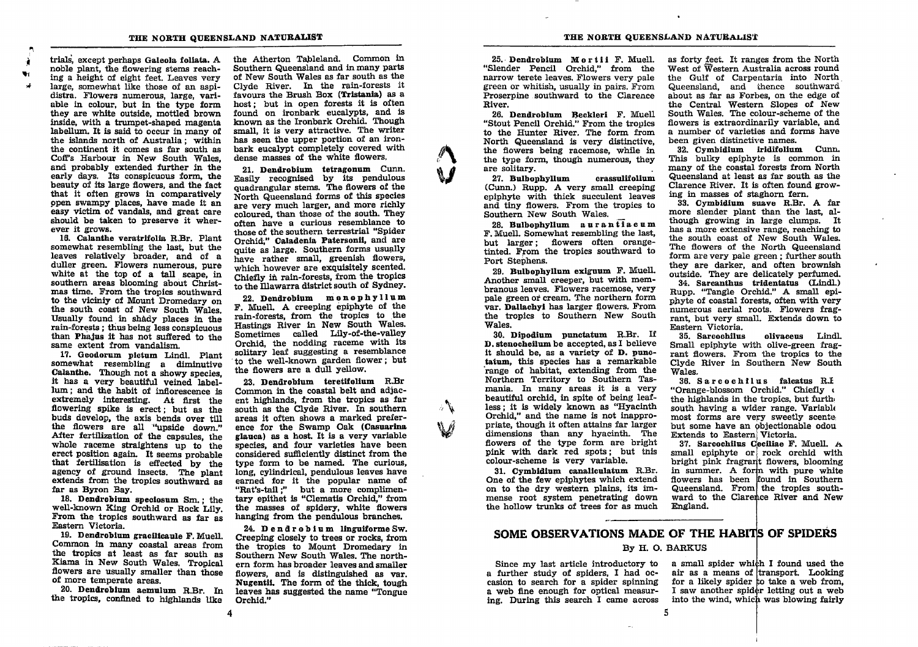trials, except perhaps **Galeola foliata.** A noble plant, the flowering stems reaching a height of eight feet. Leaves very large, somewhat like those of an aspidistra. Flowers numerous, large, variable in colour, but in the type form they are white outside, mottled brown inside, with a trumpet-shaped magenta labellum. It is said to occur in many of the islands north of Australia; within the continent it comes as far south as Coff's Harbour in New South Wales, and probably extended further in the early days. Its conspicuous form, the beauty of its large flowers, and the fact that it often grows in comparatively open swampy places, have made it an easy victim of vandals, and great care should be taken to preserve it wherever it grows.

16. **Calanthe veratrifolia** R.Br. Plant somewhat resembling the last, but the leaves relatively broader, and of a duller green. Flowers numerous, pure white at the top of a tall scape, in southern areas blooming about Christmas time. From the tropics southward to the vicinity of Mount Dromedary on the south coast of New South Wales. Usually found in shady places in the rain-forests; thus being less conspicuous than **Phajus** it has not suffered to the same extent from vandalism.

17. **Geodorum pictum** Lindl. Plant somewhat resembling a diminutive **Calanthe.** Though not a showy species, it has a very beautiful veined labellum; and the habit of inflorescence is extremely interesting. At first the flowering spike is erect; but as the buds develop, the axis bends over till the flowers are all "upside down." After fertilization of the capsules, the whole raceme straightens up to the erect position again. It seems probable that fertilisation is effected by the agency of ground insects. The plant extends from the tropics southward as far as Byron Bay.

18. **Dendrobium speciosum** Sm.; the well-known King Orchid or Rock Lily. From the tropics southward as far as Eastern Victoria.

19. **Dendrobium gracilicaule** F. Muell. Common in many coastal areas from the tropics at least as far south as Kiama in New South Wales. Tropical flowers are usually smaller than those of more temperate areas.

20. **Dendrobium aemulum** R.Br. In the tropics, confined to highlands like the Atherton Tableland. Common in Southern Queensland and in many parts of New South Wales as far south as the Clyde River. In the rain-forests it favours the Brush Box (**Tristania**) as a host; but in open forests it is often found on ironbark eucalypts, and is known as the Ironbark Orchid. Though small, it is very attractive. The writer has seen the upper portion of an ironbark eucalypt completely covered with dense masses of the white flowers.

21. **Dendrobium tetragonum** Cunn. Easily recognised by its pendulous quadrangular stems. The flowers of the North Queensland forms of this species are very much larger, and more richly coloured, than those of the south. They often have a curious resemblance to those of the southern terrestrial "Spider Orchid," **Caladenia Patersonii,** and are quite as large. Southern forms usually have rather small, greenish flowers, which however are exquisitely scented. Chiefly in rain-forests, from the tropics to the Illawarra district south of Sydney.

22. **Dendrobium monophyllum** F. Muell. A creeping epiphyte of the rain-forests, from the tropics to the Hastings River in New South Wales. Sometimes called Lily-of-the-valley Orchid, the nodding raceme with its solitary leaf suggesting a resemblance to the well-known garden flower; but the flowers are a dull yellow.

23. **Dendrobium teretifolium** R.Br Common in the coastal belt and adjacent highlands, from the tropics as far south as the Clyde River. In southern areas it often shows a marked preference for the Swamp Oak (**Casuarina glauca**) as a host. It is a very variable species, and four varieties have been considered sufficiently distinct from the type form to be named. The curious, long, cylindrical, pendulous leaves have earned for it the popular name of "Rat's-tail;" but a more complimentary epithet is "Clematis Orchid," from the masses of spidery, white flowers hanging from the pendulous branches.

24. **Dendrobium linguiforme** Sw. Creeping closely to trees or rocks, from the tropics to Mount Dromedary in Southern New South Wales. The northern form has broader leaves and smaller flowers, and is distinguished as var. **Nugentii.** The form of the thick, tough leaves has suggested the name "Tongue Orchid."

25. **Dendrobium Mortii** F. Muell. "Slender Pencil Orchid," from the narrow terete leaves. Flowers very pale green or whitish, usually in pairs. From Proserpine southward to the Clarence River.

26. **Dendrobium Beckleri** F. Muell "Stout Pencil Orchid." From the tropics to the Hunter River. The form from North Queensland is very distinctive, the flowers being racemose, while in the type form, though numerous, they are solitary.

27. **Bulbophyllum crassulifolium** (Cunn.) Rupp. A very small creeping epiphyte with thick succulent leaves and tiny flowers. From the tropics to Southern New South Wales.

28. **Bulbophyllum aurantiacum** F. Muell. Somewhat resembling the last, but larger; flowers often orange-tinted. From the tropics southward to Port Stephens.

29. **Bulbophyllum exiguum** F. Muell. Another small creeper, but with membranous leaves. Flowers racemose, very pale green or cream. The northern form var. **Dallachyi** has larger flowers. From the tropics to Southern New South Wales.

30. **Dipodium punctatum** R.Br. If **D. stenocheilum** be accepted, as I believe it should be, as a variety of **D. punctatum,** this species has a remarkable range of habitat, extending from the Northern Territory to Southern Tasmania. In many areas it is a very beautiful orchid, in spite of being leafless; it is widely known as "Hyacinth Orchid," and the name is not inappropriate, though it often attains far larger dimensions than any hyacinth. The flowers of the type form are bright pink with dark red spots; but this colour-scheme is very variable.

31. **Cymbidium canaliculatum** R.Br. One of the few epiphytes which extend on to the dry western plains, its immense root system penetrating down the hollow trunks of trees for as much as forty feet. It ranges from the North West of Western Australia across round the Gulf of Carpentaria into North Queensland, and thence southward about as far as Forbes, on the edge of the Central Western Slopes of New South Wales. The colour-scheme of the flowers is extraordinarily variable, and a number of varieties and forms have been given distinctive names.

32. **Cymbidium iridifolium** Cunn. This bulky epiphyte is common in many of the coastal forests from North Queensland at least as far south as the Clarence River. It is often found growing in masses of staghorn fern.

33. **Cymbidium suave** R.Br. A far more slender plant than the last, although growing in large clumps. It has a more extensive range, reaching to the south coast of New South Wales. The flowers of the North Queensland form are very pale green; further south they are darker, and often brownish outside. They are delicately perfumed.

34. **Sarcanthus tridentatus** (Lindl.) Rupp. "Tangle Orchid." A small epiphyte of coastal forests, often with very numerous aerial roots. Flowers fragrant, but very small. Extends down to Eastern Victoria.

35. **Sarcochilus olivaceus** Lindl. Small epiphyte with olive-green fragrant flowers. From the tropics to the Clyde River in Southern New South Wales.

36. **Sarcochilus falcatus** R.I "Orange-blossom Orchid." Chiefly ( the highlands in the tropics. but furth south having a wider range. Variabl most forms are very sweetly scente but some have an objectionable odou Extends to Eastern Victoria.

37. **Sarcochilus Ceciliae** F. Muell. A small epiphyte or rock orchid with bright pink fragrant flowers, blooming in summer. A form with pure white flowers has been found in Southern Queensland. From the tropics southward to the Clarence River and New England.

## SOME OBSERVATIONS MADE OF THE HABITS OF SPIDERS

By H. O. BARKUS

Since my last article introductory to a further study of spiders, I had occasion to search for a spider spinning a web fine enough for optical measuring. During this search I came across a small spider which I found used the air as a means of transport. Looking for a likely spider to take a web from, I saw another spider letting out a web into the wind, which was blowing fairly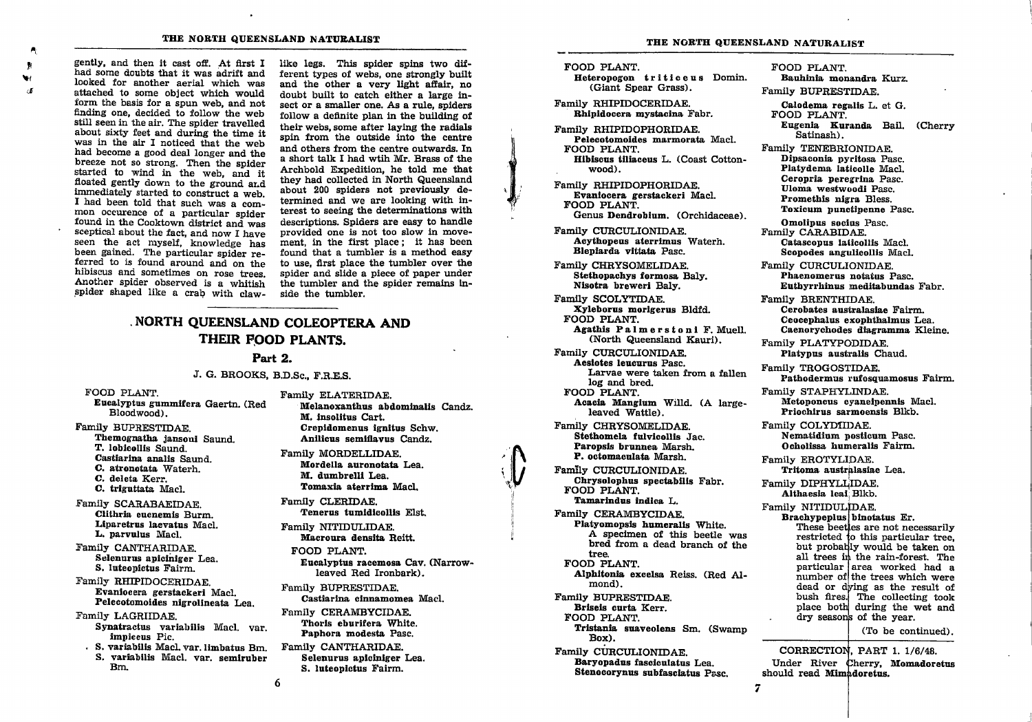gently, and then it cast off. At first I had some doubts that it was adrift and looked for another aerial which was attached to some object which would form the basis for a spun web, and not finding one, decided to follow the web still seen in the air. The spider travelled about sixty feet and during the time it was in the air I noticed that the web had become a good deal longer and the breeze not so strong. Then the spider started to wind in the web, and it floated gently down to the ground and immediately started to construct a web. I had been told that such was a common occurence of a particular spider found in the Cooktown district and was sceptical about the fact, and now I have seen the act myself, knowledge has been gained. The particular spider referred to is found around and on the hibiscus and sometimes on rose trees. Another spider observed is a whitish spider shaped like a crab with claw-like legs. This spider spins two different types of webs, one strongly built and the other a very light affair, no doubt built to catch either a large insect or a smaller one. As a rule, spiders follow a definite plan in the building of their webs, some after laying the radials spin from the outside into the centre and others from the centre outwards. In a short talk I had wtih Mr. Brass of the Archbold Expedition, he told me that they had collected in North Queensland about 200 spiders not previously determined and we are looking with interest to seeing the determinations with descriptions. Spiders are easy to handle provided one is not too slow in movement, in the first place; it has been found that a tumbler is a method easy to use, first place the tumbler over the spider and slide a piece of paper under the tumbler and the spider remains inside the tumbler.

---

## NORTH QUEENSLAND COLEOPTERA AND THEIR FOOD PLANTS.

### Part 2.

J. G. BROOKS, B.D.Sc., F.R.E.S.

FOOD PLANT.
**Eucalyptus gummifera** Gaertn. (Red Bloodwood).

Family BUPRESTIDAE.
**Themognatha jansoni** Saund.
**T. lobicollis** Saund.
**Castiarina analis** Saund.
**C. atronotata** Waterh.
**C. deleta** Kerr.
**C. triguttata** Macl.

Family SCARABAEIDAE.
**Clithria eucnemis** Burm.
**Liparetrus laevatus** Macl.
**L. parvulus** Macl.

Family CANTHARIDAE.
**Selenurus apiciniger** Lea.
**S. luteopictus** Fairm.

Family RHIPIDOCERIDAE.
**Evaniocera gerstackeri** Macl.
**Pelecotomoides nigrolineata** Lea.

Family LAGRIIDAE.
**Synatractus variabilis** Macl. var. **impiceus** Pic.
**S. variabilis** Macl. var. **limbatus** Bm.
**S. variabilis** Macl. var. **semiruber** Bm.

Family ELATERIDAE.
**Melanoxanthus abdominalis** Candz.
**M. insolitus** Cart.
**Crepidomenus ignitus** Schw.
**Anilicus semiflavus** Candz.

Family MORDELLIDAE.
**Mordella auronotata** Lea.
**M. dumbrelli** Lea.
**Tomaxia aterrima** Macl.

Family CLERIDAE.
**Tenerus tumidicollis** Elst.

Family NITIDULIDAE.
**Macroura densita** Reitt.

FOOD PLANT.
**Eucalyptus racemosa** Cav. (Narrow-leaved Red Ironbark).

Family BUPRESTIDAE.
**Castiarina cinnamomea** Macl.

Family CERAMBYCIDAE.
**Thoris eburifera** White.
**Paphora modesta** Pasc.

Family CANTHARIDAE.
**Selenurus apiciniger** Lea.
**S. luteopictus** Fairm.

FOOD PLANT.
**Heteropogon triticeus** Domin. (Giant Spear Grass).

Family RHIPIDOCERIDAE.
**Rhipidocera mystacina** Fabr.

Family RHIPIDOPHORIDAE.
**Pelecotomoides marmorata** Macl.

FOOD PLANT.
**Hibiscus tiliaceus** L. (Coast Cotton-wood).

Family RHIPIDOPHORIDAE.
**Evaniocera gerstackeri** Macl.

FOOD PLANT.
Genus **Dendrobium.** (Orchidaceae).

Family CURCULIONIDAE.
**Acythopeus aterrimus** Waterh.
**Blepiarda vittata** Pasc.

Family CHRYSOMELIDAE.
**Stethopachys formosa** Baly.
**Nisotra breweri** Baly.

Family SCOLYTIDAE.
**Xyleborus morigerus** Bldfd.

FOOD PLANT.
**Agathis Palmerstoni** F. Muell. (North Queensland Kauri).

Family CURCULIONIDAE.
**Aesiotes leucurus** Pasc.
Larvae were taken from a fallen log and bred.

FOOD PLANT.
**Acacia Mangium** Willd. (A large-leaved Wattle).

Family CHRYSOMELIDAE.
**Stethomela fulvicollis** Jac.
**Paropsis brunnea** Marsh.
**P. octomaculata** Marsh.

Family CURCULIONIDAE.
**Chrysolophus spectabilis** Fabr.

FOOD PLANT.
**Tamarindus indica** L.

Family CERAMBYCIDAE.
**Platyomopsis humeralis** White.
A specimen of this beetle was bred from a dead branch of the tree.

FOOD PLANT.
**Alphitonia excelsa** Reiss. (Red Almond).

Family BUPRESTIDAE.
**Briseis curta** Kerr.

FOOD PLANT.
**Tristania suaveolens** Sm. (Swamp Box).

Family CURCULIONIDAE.
**Baryopadus fasciculatus** Lea.
**Stenocorynus subfasciatus** Pasc.

FOOD PLANT.
**Bauhinia monandra** Kurz.

Family BUPRESTIDAE.
**Calodema regalis** L. et G.

FOOD PLANT.
**Eugenia Kuranda** Bail. (Cherry Satinash).

Family TENEBRIONIDAE.
**Dipsaconia pyritosa** Pasc.
**Platydema laticolle** Macl.
**Ceropria peregrina** Pasc.
**Uloma westwoodi** Pasc.
**Promethis nigra** Bless.
**Toxicum punctipenne** Pasc.
**Omolipus socius** Pasc.

Family CARABIDAE.
**Catascopus laticollis** Macl.
**Scopodes angulicollis** Macl.

Family CURCULIONIDAE.
**Phaenomerus notatus** Pasc.
**Euthyrrhinus meditabundas** Fabr.

Family BRENTHIDAE.
**Cerobates australasiae** Fairm.
**Ceocephalus exophthalmus** Lea.
**Caenorychodes diagramma** Kleine.

Family PLATYPODIDAE.
**Platypus australis** Chaud.

Family TROGOSTIDAE.
**Pathodermus rufosquamosus** Fairm.

Family STAPHYLINDAE.
**Metoponcus cyanelpennis** Macl.
**Priochirus sarmoensis** Blkb.

Family COLYDIIDAE.
**Nematidium posticum** Pasc.
**Ocholissa humeralis** Fairm.

Family EROTYLIDAE.
**Tritoma australasiae** Lea.

Family DIPHYLLIDAE.
**Althaesia leai** Blkb.

Family NITIDULIDAE.
**Brachypeplus binotatus** Er.
These beetles are not necessarily restricted to this particular tree, but probably would be taken on all trees in the rain-forest. The particular area worked had a number of the trees which were dead or dying as the result of bush fires. The collecting took place both during the wet and dry seasons of the year.

(To be continued).

---

CORRECTION, PART 1. 1/6/48.
Under River Cherry, **Momadoretus** should read **Mimadoretus.**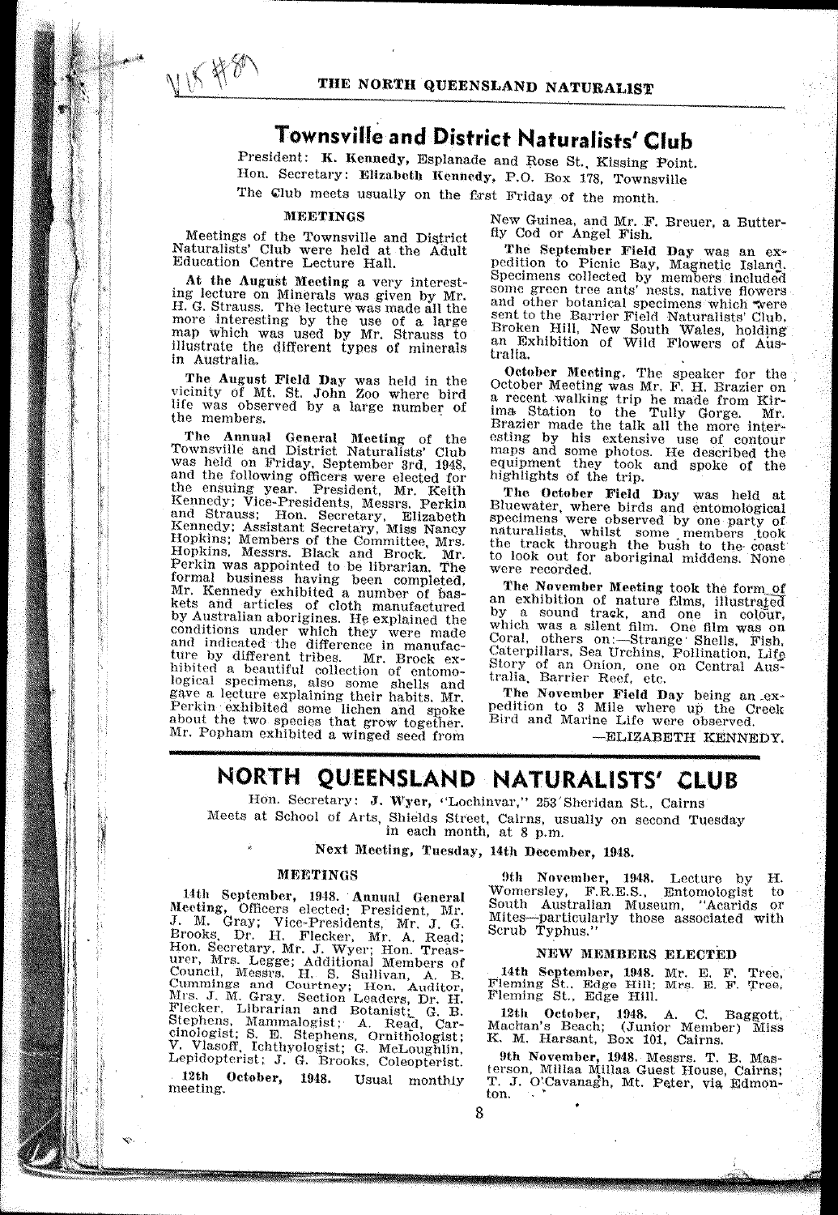## Townsville and District Naturalists' Club

President: **K. Kennedy,** Esplanade and Rose St., Kissing Point.
Hon. Secretary: **Elizabeth Kennedy,** P.O. Box 178, Townsville
The Club meets usually on the first Friday of the month.

### MEETINGS

Meetings of the Townsville and District Naturalists' Club were held at the Adult Education Centre Lecture Hall.

**At the August Meeting** a very interesting lecture on Minerals was given by Mr. H. G. Strauss. The lecture was made all the more interesting by the use of a large map which was used by Mr. Strauss to illustrate the different types of minerals in Australia.

**The August Field Day** was held in the vicinity of Mt. St. John Zoo where bird life was observed by a large number of the members.

**The Annual General Meeting** of the Townsville and District Naturalists' Club was held on Friday, September 3rd, 1948, and the following officers were elected for the ensuing year. President, Mr. Keith Kennedy; Vice-Presidents, Messrs. Perkin and Strauss; Hon. Secretary, Elizabeth Kennedy; Assistant Secretary, Miss Nancy Hopkins; Members of the Committee, Mrs. Hopkins, Messrs. Black and Brock. Mr. Perkin was appointed to be librarian. The formal business having been completed, Mr. Kennedy exhibited a number of baskets and articles of cloth manufactured by Australian aborigines. He explained the conditions under which they were made and indicated the difference in manufacture by different tribes. Mr. Brock exhibited a beautiful collection of entomological specimens, also some shells and gave a lecture explaining their habits. Mr. Perkin exhibited some lichen and spoke about the two species that grow together. Mr. Popham exhibited a winged seed from New Guinea, and Mr. F. Breuer, a Butterfly Cod or Angel Fish.

**The September Field Day** was an expedition to Picnic Bay, Magnetic Island. Specimens collected by members included some green tree ants' nests, native flowers and other botanical specimens which were sent to the Barrier Field Naturalists' Club, Broken Hill, New South Wales, holding an Exhibition of Wild Flowers of Australia.

**October Meeting.** The speaker for the October Meeting was Mr. F. H. Brazier on a recent walking trip he made from Kirima Station to the Tully Gorge. Mr. Brazier made the talk all the more interesting by his extensive use of contour maps and some photos. He described the equipment they took and spoke of the highlights of the trip.

**The October Field Day** was held at Bluewater, where birds and entomological specimens were observed by one party of naturalists, whilst some members took the track through the bush to the coast to look out for aboriginal middens. None were recorded.

**The November Meeting** took the form of an exhibition of nature films, illustrated by a sound track, and one in colour, which was a silent film. One film was on Coral, others on:—Strange Shells, Fish, Caterpillars, Sea Urchins, Pollination, Life Story of an Onion, one on Central Australia, Barrier Reef, etc.

**The November Field Day** being an expedition to 3 Mile where up the Creek Bird and Marine Life were observed.

—ELIZABETH KENNEDY.

## NORTH QUEENSLAND NATURALISTS' CLUB

Hon. Secretary: **J. Wyer,** "Lochinvar," 253 Sheridan St., Cairns
Meets at School of Arts, Shields Street, Cairns, usually on second Tuesday in each month, at 8 p.m.

**Next Meeting, Tuesday, 14th December, 1948.**

### MEETINGS

**14th September, 1948. Annual General Meeting,** Officers elected: President, Mr. J. M. Gray; Vice-Presidents, Mr. J. G. Brooks, Dr. H. Flecker, Mr. A. Read; Hon. Secretary, Mr. J. Wyer; Hon. Treasurer, Mrs. Legge; Additional Members of Council, Messrs. H. S. Sullivan, A. B. Cummings and Courtney; Hon. Auditor, Mrs. J. M. Gray. Section Leaders, Dr. H. Flecker, Librarian and Botanist; G. B. Stephens, Mammalogist; A. Read, Carcinologist; S. E. Stephens, Ornithologist; V. Vlasoff, Ichthyologist; G. McLoughlin, Lepidopterist; J. G. Brooks, Coleopterist.

**12th October, 1948.** Usual monthly meeting.

**9th November, 1948.** Lecture by H. Womersley, F.R.E.S., Entomologist to South Australian Museum, "Acarids or Mites—particularly those associated with Scrub Typhus."

### NEW MEMBERS ELECTED

**14th September, 1948.** Mr. E. F. Tree, Fleming St., Edge Hill; Mrs. E. F. Tree, Fleming St., Edge Hill.

**12th October, 1948.** A. C. Baggott, Machan's Beach; (Junior Member) Miss K. M. Harsant, Box 101, Cairns.

**9th November, 1948.** Messrs. T. B. Masterson, Millaa Millaa Guest House, Cairns; T. J. O'Cavanagh, Mt. Peter, via Edmonton.